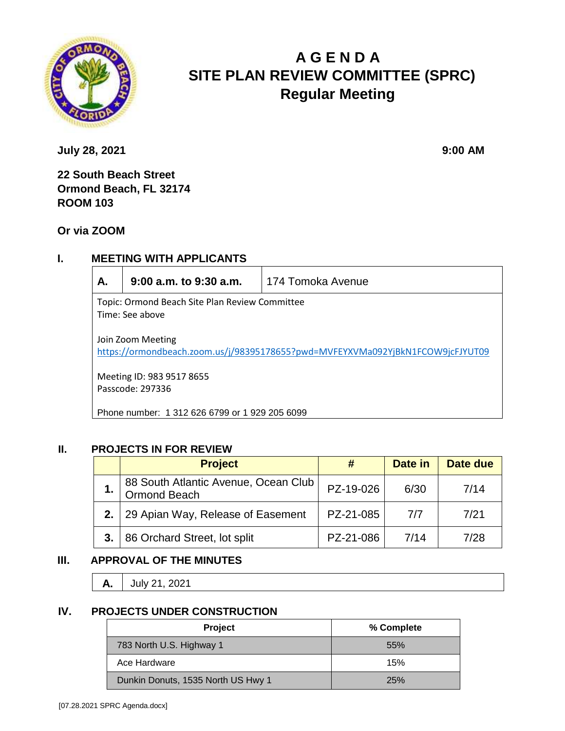# A G E N D A
# SITE PLAN REVIEW COMMITTEE (SPRC)
## Regular Meeting

**July 28, 2021** **9:00 AM**

**22 South Beach Street**
**Ormond Beach, FL 32174**
**ROOM 103**

**Or via ZOOM**

## I. MEETING WITH APPLICANTS

| **A.** | **9:00 a.m. to 9:30 a.m.** | 174 Tomoka Avenue |
|---|---|---|

Topic: Ormond Beach Site Plan Review Committee
Time: See above

Join Zoom Meeting
https://ormondbeach.zoom.us/j/98395178655?pwd=MVFEYXVMa092YjBkN1FCOW9jcFJYUT09

Meeting ID: 983 9517 8655
Passcode: 297336

Phone number: 1 312 626 6799 or 1 929 205 6099

## II. PROJECTS IN FOR REVIEW

| | Project | # | Date in | Date due |
|---|---|---|---|---|
| **1.** | 88 South Atlantic Avenue, Ocean Club Ormond Beach | PZ-19-026 | 6/30 | 7/14 |
| **2.** | 29 Apian Way, Release of Easement | PZ-21-085 | 7/7 | 7/21 |
| **3.** | 86 Orchard Street, lot split | PZ-21-086 | 7/14 | 7/28 |

## III. APPROVAL OF THE MINUTES

| **A.** | July 21, 2021 |
|---|---|

## IV. PROJECTS UNDER CONSTRUCTION

| Project | % Complete |
|---|---|
| 783 North U.S. Highway 1 | 55% |
| Ace Hardware | 15% |
| Dunkin Donuts, 1535 North US Hwy 1 | 25% |

[07.28.2021 SPRC Agenda.docx]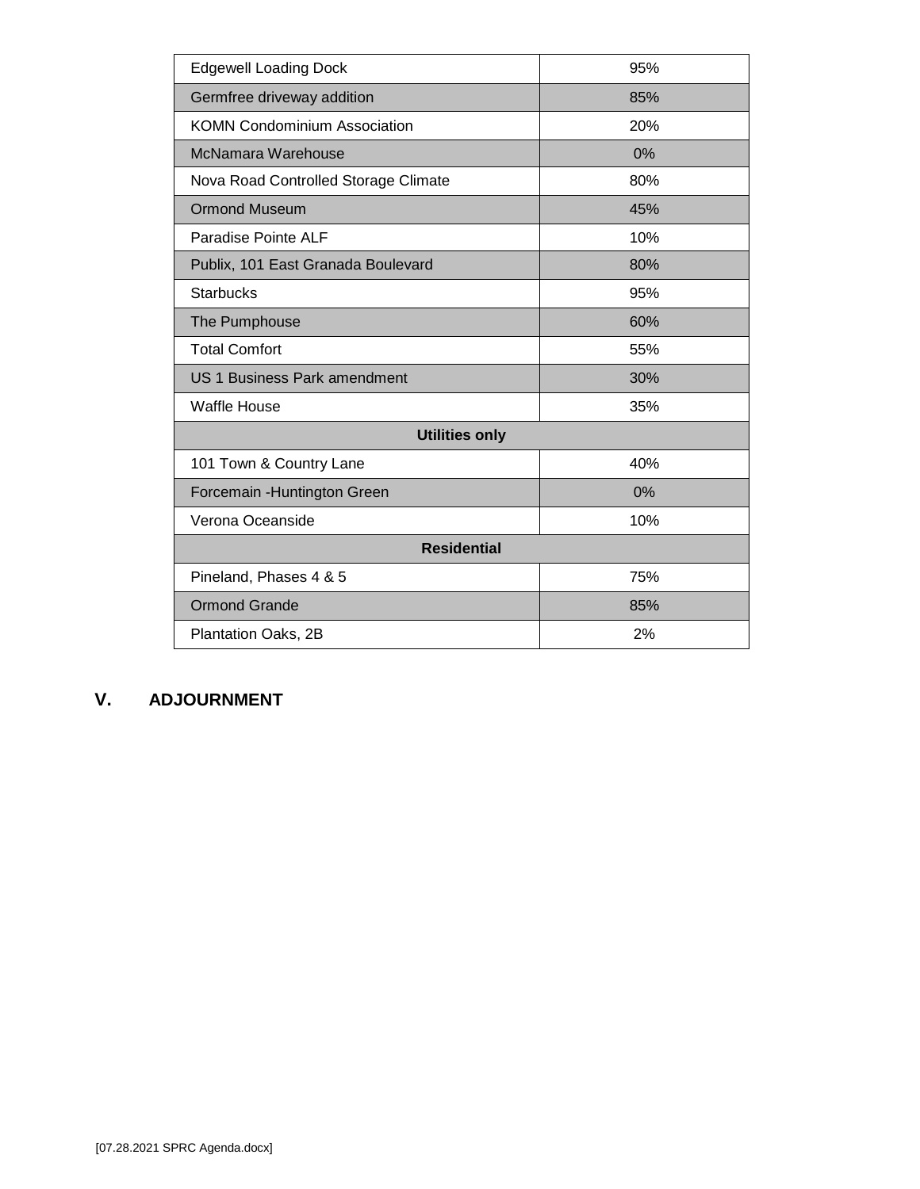| | |
|---|---|
| Edgewell Loading Dock | 95% |
| Germfree driveway addition | 85% |
| KOMN Condominium Association | 20% |
| McNamara Warehouse | 0% |
| Nova Road Controlled Storage Climate | 80% |
| Ormond Museum | 45% |
| Paradise Pointe ALF | 10% |
| Publix, 101 East Granada Boulevard | 80% |
| Starbucks | 95% |
| The Pumphouse | 60% |
| Total Comfort | 55% |
| US 1 Business Park amendment | 30% |
| Waffle House | 35% |
| **Utilities only** | |
| 101 Town & Country Lane | 40% |
| Forcemain -Huntington Green | 0% |
| Verona Oceanside | 10% |
| **Residential** | |
| Pineland, Phases 4 & 5 | 75% |
| Ormond Grande | 85% |
| Plantation Oaks, 2B | 2% |

## V. ADJOURNMENT

[07.28.2021 SPRC Agenda.docx]